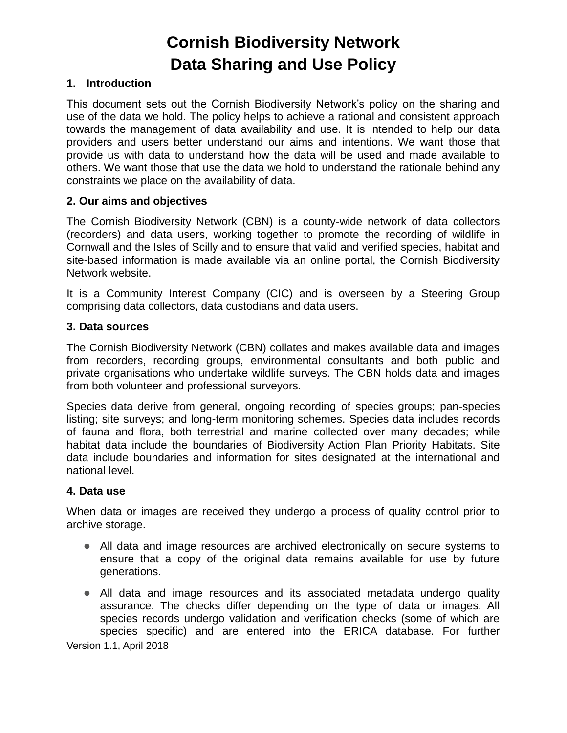# Cornish Biodiversity Network
# Data Sharing and Use Policy

## 1. Introduction

This document sets out the Cornish Biodiversity Network's policy on the sharing and use of the data we hold. The policy helps to achieve a rational and consistent approach towards the management of data availability and use. It is intended to help our data providers and users better understand our aims and intentions. We want those that provide us with data to understand how the data will be used and made available to others. We want those that use the data we hold to understand the rationale behind any constraints we place on the availability of data.

## 2. Our aims and objectives

The Cornish Biodiversity Network (CBN) is a county-wide network of data collectors (recorders) and data users, working together to promote the recording of wildlife in Cornwall and the Isles of Scilly and to ensure that valid and verified species, habitat and site-based information is made available via an online portal, the Cornish Biodiversity Network website.

It is a Community Interest Company (CIC) and is overseen by a Steering Group comprising data collectors, data custodians and data users.

## 3. Data sources

The Cornish Biodiversity Network (CBN) collates and makes available data and images from recorders, recording groups, environmental consultants and both public and private organisations who undertake wildlife surveys. The CBN holds data and images from both volunteer and professional surveyors.

Species data derive from general, ongoing recording of species groups; pan-species listing; site surveys; and long-term monitoring schemes. Species data includes records of fauna and flora, both terrestrial and marine collected over many decades; while habitat data include the boundaries of Biodiversity Action Plan Priority Habitats. Site data include boundaries and information for sites designated at the international and national level.

## 4. Data use

When data or images are received they undergo a process of quality control prior to archive storage.

- All data and image resources are archived electronically on secure systems to ensure that a copy of the original data remains available for use by future generations.
- All data and image resources and its associated metadata undergo quality assurance. The checks differ depending on the type of data or images. All species records undergo validation and verification checks (some of which are species specific) and are entered into the ERICA database. For further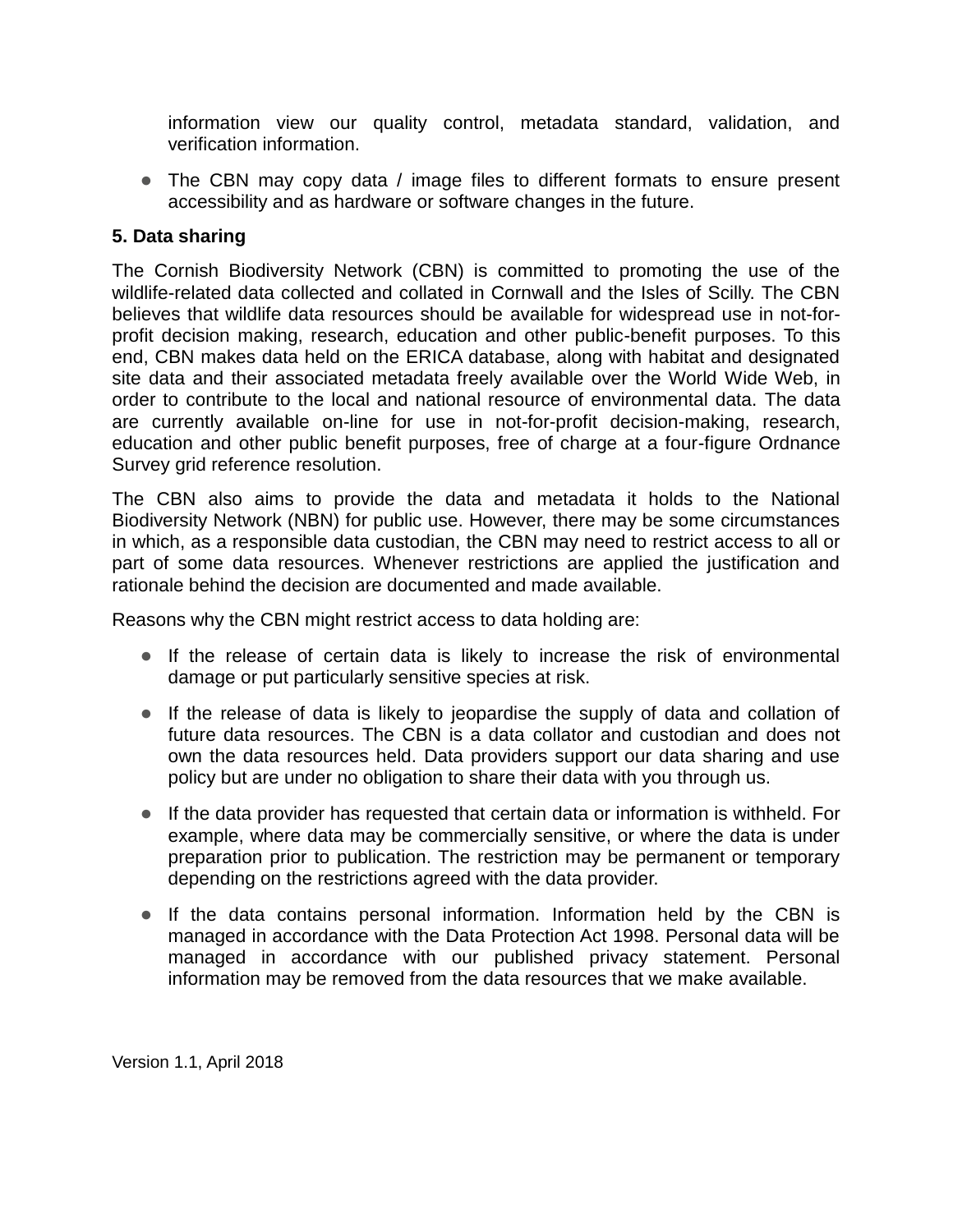information view our quality control, metadata standard, validation, and verification information.

- The CBN may copy data / image files to different formats to ensure present accessibility and as hardware or software changes in the future.

**5. Data sharing**

The Cornish Biodiversity Network (CBN) is committed to promoting the use of the wildlife-related data collected and collated in Cornwall and the Isles of Scilly. The CBN believes that wildlife data resources should be available for widespread use in not-for-profit decision making, research, education and other public-benefit purposes. To this end, CBN makes data held on the ERICA database, along with habitat and designated site data and their associated metadata freely available over the World Wide Web, in order to contribute to the local and national resource of environmental data. The data are currently available on-line for use in not-for-profit decision-making, research, education and other public benefit purposes, free of charge at a four-figure Ordnance Survey grid reference resolution.

The CBN also aims to provide the data and metadata it holds to the National Biodiversity Network (NBN) for public use. However, there may be some circumstances in which, as a responsible data custodian, the CBN may need to restrict access to all or part of some data resources. Whenever restrictions are applied the justification and rationale behind the decision are documented and made available.

Reasons why the CBN might restrict access to data holding are:

- If the release of certain data is likely to increase the risk of environmental damage or put particularly sensitive species at risk.

- If the release of data is likely to jeopardise the supply of data and collation of future data resources. The CBN is a data collator and custodian and does not own the data resources held. Data providers support our data sharing and use policy but are under no obligation to share their data with you through us.

- If the data provider has requested that certain data or information is withheld. For example, where data may be commercially sensitive, or where the data is under preparation prior to publication. The restriction may be permanent or temporary depending on the restrictions agreed with the data provider.

- If the data contains personal information. Information held by the CBN is managed in accordance with the Data Protection Act 1998. Personal data will be managed in accordance with our published privacy statement. Personal information may be removed from the data resources that we make available.

Version 1.1, April 2018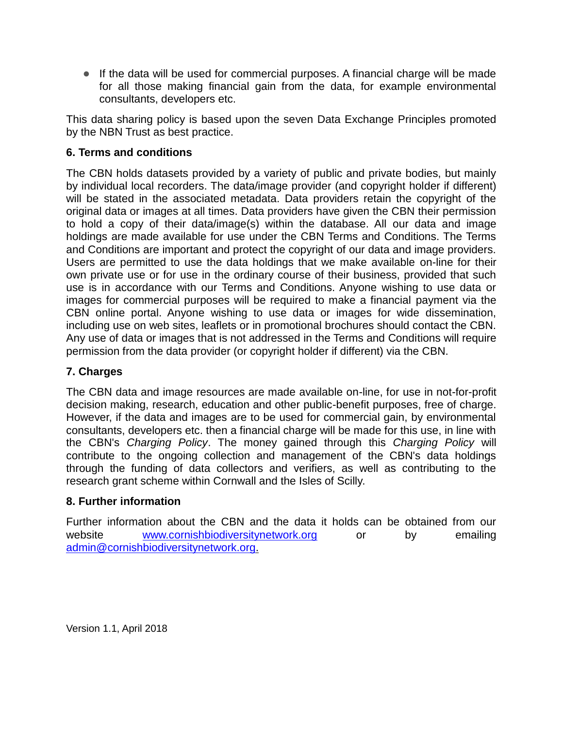- If the data will be used for commercial purposes. A financial charge will be made for all those making financial gain from the data, for example environmental consultants, developers etc.

This data sharing policy is based upon the seven Data Exchange Principles promoted by the NBN Trust as best practice.

### 6. Terms and conditions

The CBN holds datasets provided by a variety of public and private bodies, but mainly by individual local recorders. The data/image provider (and copyright holder if different) will be stated in the associated metadata. Data providers retain the copyright of the original data or images at all times. Data providers have given the CBN their permission to hold a copy of their data/image(s) within the database. All our data and image holdings are made available for use under the CBN Terms and Conditions. The Terms and Conditions are important and protect the copyright of our data and image providers. Users are permitted to use the data holdings that we make available on-line for their own private use or for use in the ordinary course of their business, provided that such use is in accordance with our Terms and Conditions. Anyone wishing to use data or images for commercial purposes will be required to make a financial payment via the CBN online portal. Anyone wishing to use data or images for wide dissemination, including use on web sites, leaflets or in promotional brochures should contact the CBN. Any use of data or images that is not addressed in the Terms and Conditions will require permission from the data provider (or copyright holder if different) via the CBN.

### 7. Charges

The CBN data and image resources are made available on-line, for use in not-for-profit decision making, research, education and other public-benefit purposes, free of charge. However, if the data and images are to be used for commercial gain, by environmental consultants, developers etc. then a financial charge will be made for this use, in line with the CBN's *Charging Policy*. The money gained through this *Charging Policy* will contribute to the ongoing collection and management of the CBN's data holdings through the funding of data collectors and verifiers, as well as contributing to the research grant scheme within Cornwall and the Isles of Scilly.

### 8. Further information

Further information about the CBN and the data it holds can be obtained from our website [www.cornishbiodiversitynetwork.org](http://www.cornishbiodiversitynetwork.org) or by emailing [admin@cornishbiodiversitynetwork.org](mailto:admin@cornishbiodiversitynetwork.org).

Version 1.1, April 2018